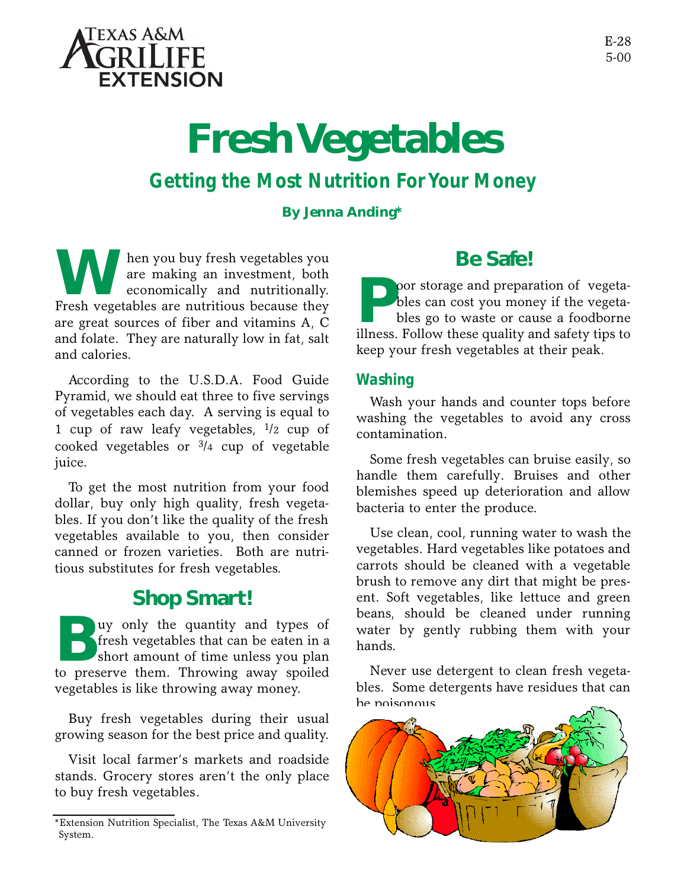Texas A&M AgriLife Extension

E-28
5-00

# Fresh Vegetables

## Getting the Most Nutrition For Your Money

**By Jenna Anding***

When you buy fresh vegetables you are making an investment, both economically and nutritionally. Fresh vegetables are nutritious because they are great sources of fiber and vitamins A, C and folate. They are naturally low in fat, salt and calories.

According to the U.S.D.A. Food Guide Pyramid, we should eat three to five servings of vegetables each day. A serving is equal to 1 cup of raw leafy vegetables, 1/2 cup of cooked vegetables or 3/4 cup of vegetable juice.

To get the most nutrition from your food dollar, buy only high quality, fresh vegetables. If you don't like the quality of the fresh vegetables available to you, then consider canned or frozen varieties. Both are nutritious substitutes for fresh vegetables.

## Shop Smart!

Buy only the quantity and types of fresh vegetables that can be eaten in a short amount of time unless you plan to preserve them. Throwing away spoiled vegetables is like throwing away money.

Buy fresh vegetables during their usual growing season for the best price and quality.

Visit local farmer's markets and roadside stands. Grocery stores aren't the only place to buy fresh vegetables.

*Extension Nutrition Specialist, The Texas A&M University System.

## Be Safe!

Poor storage and preparation of vegetables can cost you money if the vegetables go to waste or cause a foodborne illness. Follow these quality and safety tips to keep your fresh vegetables at their peak.

### Washing

Wash your hands and counter tops before washing the vegetables to avoid any cross contamination.

Some fresh vegetables can bruise easily, so handle them carefully. Bruises and other blemishes speed up deterioration and allow bacteria to enter the produce.

Use clean, cool, running water to wash the vegetables. Hard vegetables like potatoes and carrots should be cleaned with a vegetable brush to remove any dirt that might be present. Soft vegetables, like lettuce and green beans, should be cleaned under running water by gently rubbing them with your hands.

Never use detergent to clean fresh vegetables. Some detergents have residues that can be poisonous.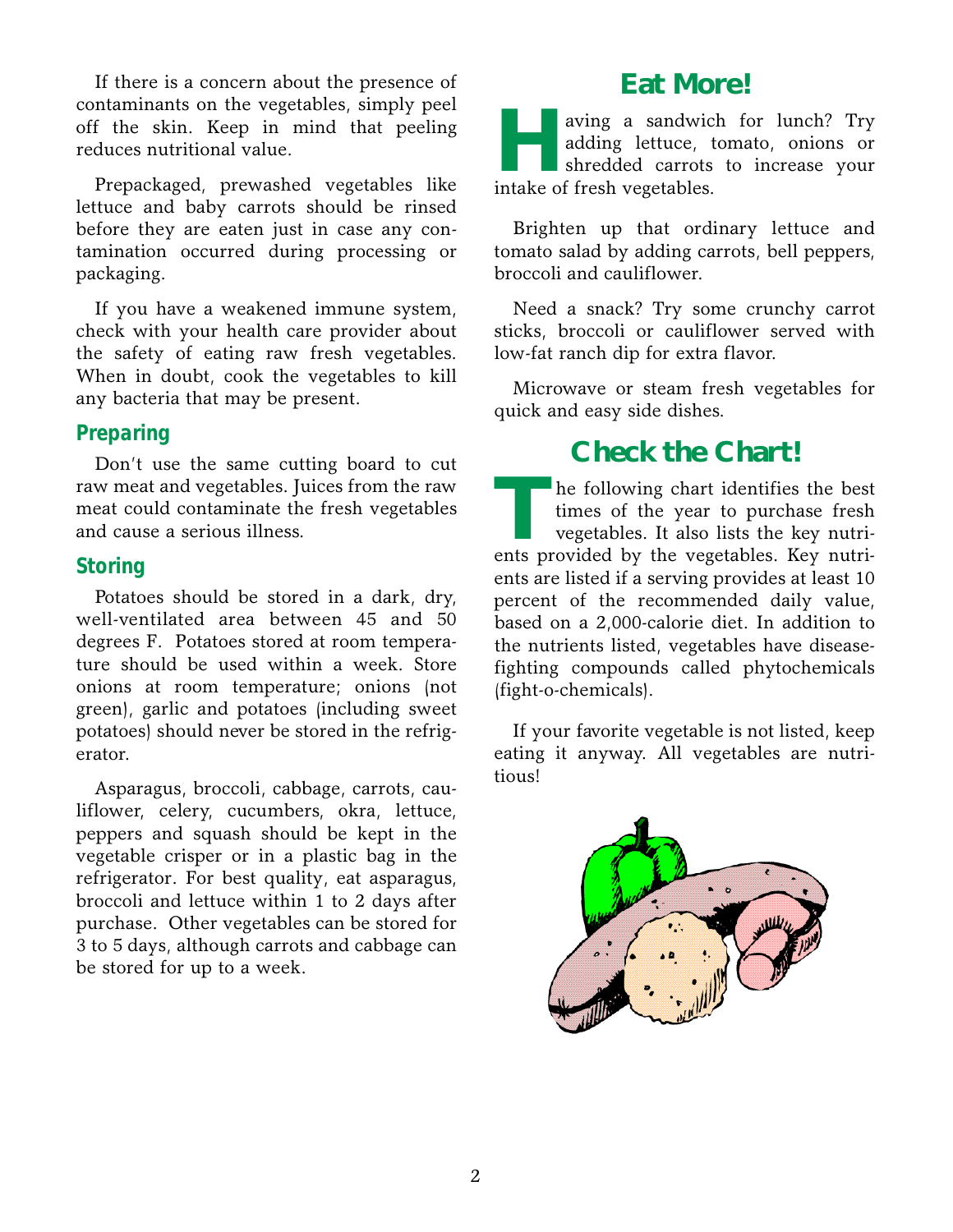If there is a concern about the presence of contaminants on the vegetables, simply peel off the skin. Keep in mind that peeling reduces nutritional value.

Prepackaged, prewashed vegetables like lettuce and baby carrots should be rinsed before they are eaten just in case any contamination occurred during processing or packaging.

If you have a weakened immune system, check with your health care provider about the safety of eating raw fresh vegetables. When in doubt, cook the vegetables to kill any bacteria that may be present.

### Preparing

Don't use the same cutting board to cut raw meat and vegetables. Juices from the raw meat could contaminate the fresh vegetables and cause a serious illness.

### Storing

Potatoes should be stored in a dark, dry, well-ventilated area between 45 and 50 degrees F. Potatoes stored at room temperature should be used within a week. Store onions at room temperature; onions (not green), garlic and potatoes (including sweet potatoes) should never be stored in the refrigerator.

Asparagus, broccoli, cabbage, carrots, cauliflower, celery, cucumbers, okra, lettuce, peppers and squash should be kept in the vegetable crisper or in a plastic bag in the refrigerator. For best quality, eat asparagus, broccoli and lettuce within 1 to 2 days after purchase. Other vegetables can be stored for 3 to 5 days, although carrots and cabbage can be stored for up to a week.

## Eat More!

Having a sandwich for lunch? Try adding lettuce, tomato, onions or shredded carrots to increase your intake of fresh vegetables.

Brighten up that ordinary lettuce and tomato salad by adding carrots, bell peppers, broccoli and cauliflower.

Need a snack? Try some crunchy carrot sticks, broccoli or cauliflower served with low-fat ranch dip for extra flavor.

Microwave or steam fresh vegetables for quick and easy side dishes.

## Check the Chart!

The following chart identifies the best times of the year to purchase fresh vegetables. It also lists the key nutrients provided by the vegetables. Key nutrients are listed if a serving provides at least 10 percent of the recommended daily value, based on a 2,000-calorie diet. In addition to the nutrients listed, vegetables have disease-fighting compounds called phytochemicals (fight-o-chemicals).

If your favorite vegetable is not listed, keep eating it anyway. All vegetables are nutritious!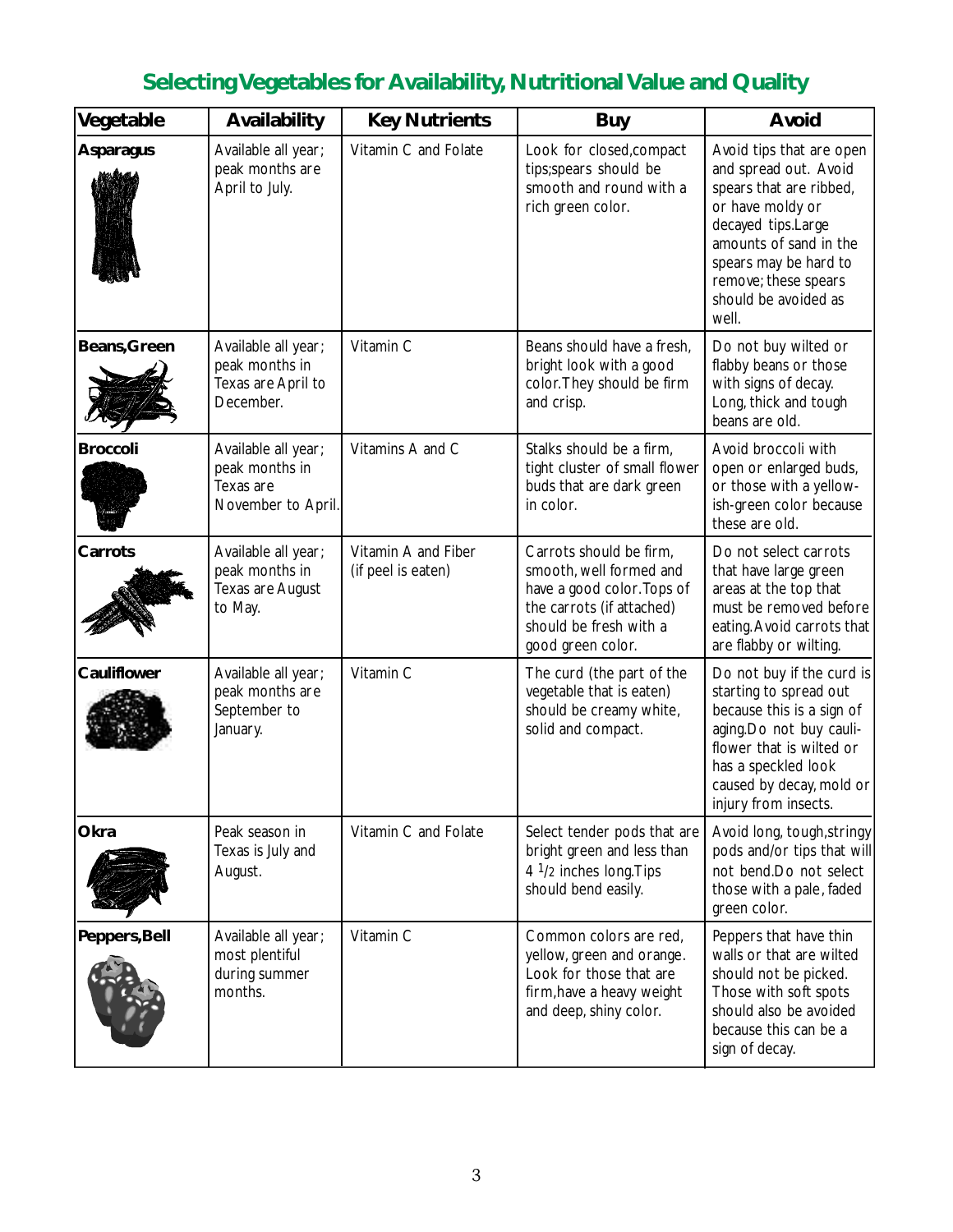## Selecting Vegetables for Availability, Nutritional Value and Quality

| Vegetable | Availability | Key Nutrients | Buy | Avoid |
|---|---|---|---|---|
| **Asparagus** | Available all year; peak months are April to July. | Vitamin C and Folate | Look for closed,compact tips;spears should be smooth and round with a rich green color. | Avoid tips that are open and spread out. Avoid spears that are ribbed, or have moldy or decayed tips.Large amounts of sand in the spears may be hard to remove; these spears should be avoided as well. |
| **Beans,Green** | Available all year; peak months in Texas are April to December. | Vitamin C | Beans should have a fresh, bright look with a good color.They should be firm and crisp. | Do not buy wilted or flabby beans or those with signs of decay. Long, thick and tough beans are old. |
| **Broccoli** | Available all year; peak months in Texas are November to April. | Vitamins A and C | Stalks should be a firm, tight cluster of small flower buds that are dark green in color. | Avoid broccoli with open or enlarged buds, or those with a yellow-ish-green color because these are old. |
| **Carrots** | Available all year; peak months in Texas are August to May. | Vitamin A and Fiber (if peel is eaten) | Carrots should be firm, smooth, well formed and have a good color.Tops of the carrots (if attached) should be fresh with a good green color. | Do not select carrots that have large green areas at the top that must be removed before eating.Avoid carrots that are flabby or wilting. |
| **Cauliflower** | Available all year; peak months are September to January. | Vitamin C | The curd (the part of the vegetable that is eaten) should be creamy white, solid and compact. | Do not buy if the curd is starting to spread out because this is a sign of aging.Do not buy cauli-flower that is wilted or has a speckled look caused by decay, mold or injury from insects. |
| **Okra** | Peak season in Texas is July and August. | Vitamin C and Folate | Select tender pods that are bright green and less than 4 1/2 inches long.Tips should bend easily. | Avoid long, tough,stringy pods and/or tips that will not bend.Do not select those with a pale, faded green color. |
| **Peppers,Bell** | Available all year; most plentiful during summer months. | Vitamin C | Common colors are red, yellow, green and orange. Look for those that are firm,have a heavy weight and deep, shiny color. | Peppers that have thin walls or that are wilted should not be picked. Those with soft spots should also be avoided because this can be a sign of decay. |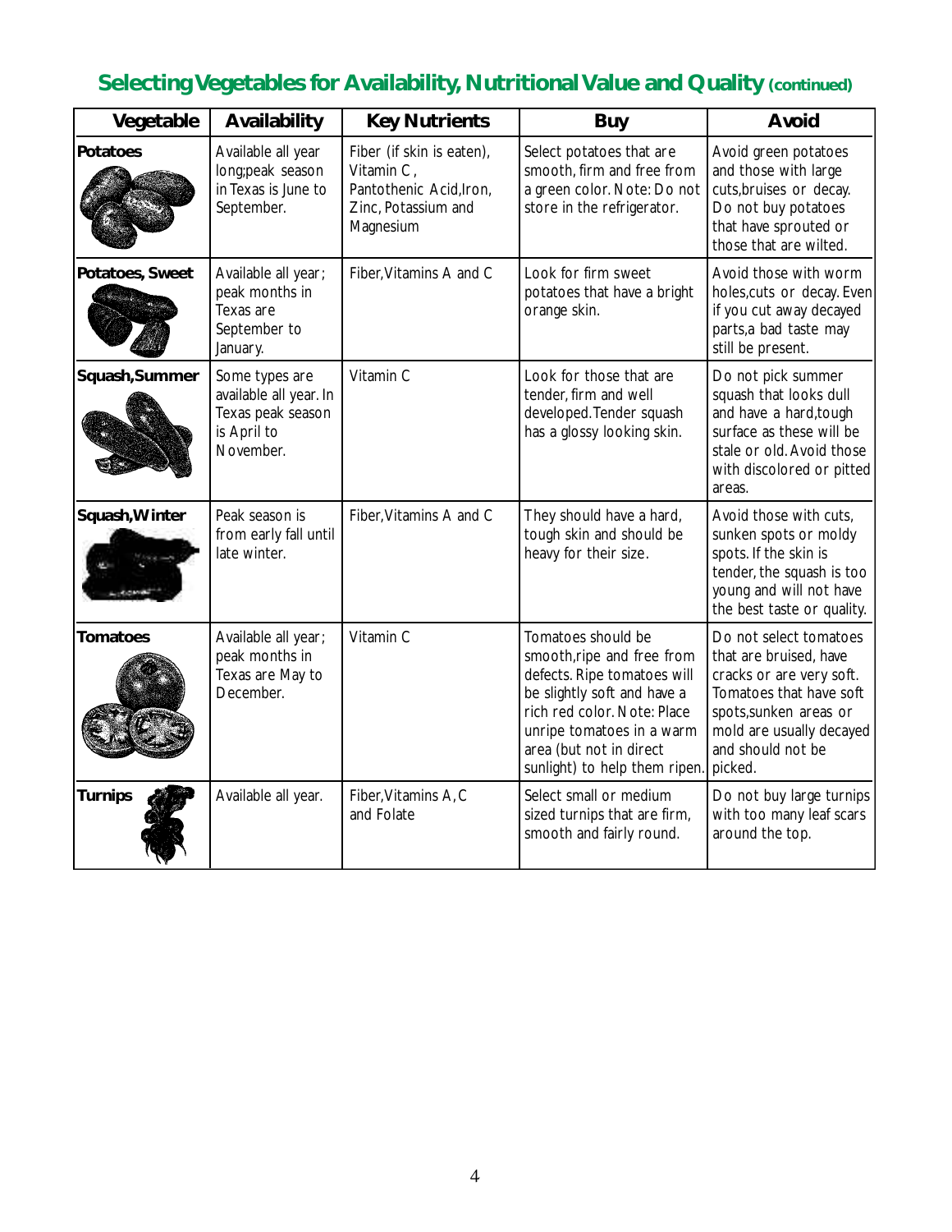## Selecting Vegetables for Availability, Nutritional Value and Quality (continued)

| Vegetable | Availability | Key Nutrients | Buy | Avoid |
|---|---|---|---|---|
| **Potatoes** | Available all year long;peak season in Texas is June to September. | Fiber (if skin is eaten), Vitamin C, Pantothenic Acid,Iron, Zinc, Potassium and Magnesium | Select potatoes that are smooth, firm and free from a green color. Note: Do not store in the refrigerator. | Avoid green potatoes and those with large cuts,bruises or decay. Do not buy potatoes that have sprouted or those that are wilted. |
| **Potatoes, Sweet** | Available all year; peak months in Texas are September to January. | Fiber,Vitamins A and C | Look for firm sweet potatoes that have a bright orange skin. | Avoid those with worm holes,cuts or decay. Even if you cut away decayed parts,a bad taste may still be present. |
| **Squash,Summer** | Some types are available all year. In Texas peak season is April to November. | Vitamin C | Look for those that are tender, firm and well developed.Tender squash has a glossy looking skin. | Do not pick summer squash that looks dull and have a hard,tough surface as these will be stale or old. Avoid those with discolored or pitted areas. |
| **Squash,Winter** | Peak season is from early fall until late winter. | Fiber,Vitamins A and C | They should have a hard, tough skin and should be heavy for their size. | Avoid those with cuts, sunken spots or moldy spots. If the skin is tender, the squash is too young and will not have the best taste or quality. |
| **Tomatoes** | Available all year; peak months in Texas are May to December. | Vitamin C | Tomatoes should be smooth,ripe and free from defects. Ripe tomatoes will be slightly soft and have a rich red color. Note: Place unripe tomatoes in a warm area (but not in direct sunlight) to help them ripen. | Do not select tomatoes that are bruised, have cracks or are very soft. Tomatoes that have soft spots,sunken areas or mold are usually decayed and should not be picked. |
| **Turnips** | Available all year. | Fiber,Vitamins A,C and Folate | Select small or medium sized turnips that are firm, smooth and fairly round. | Do not buy large turnips with too many leaf scars around the top. |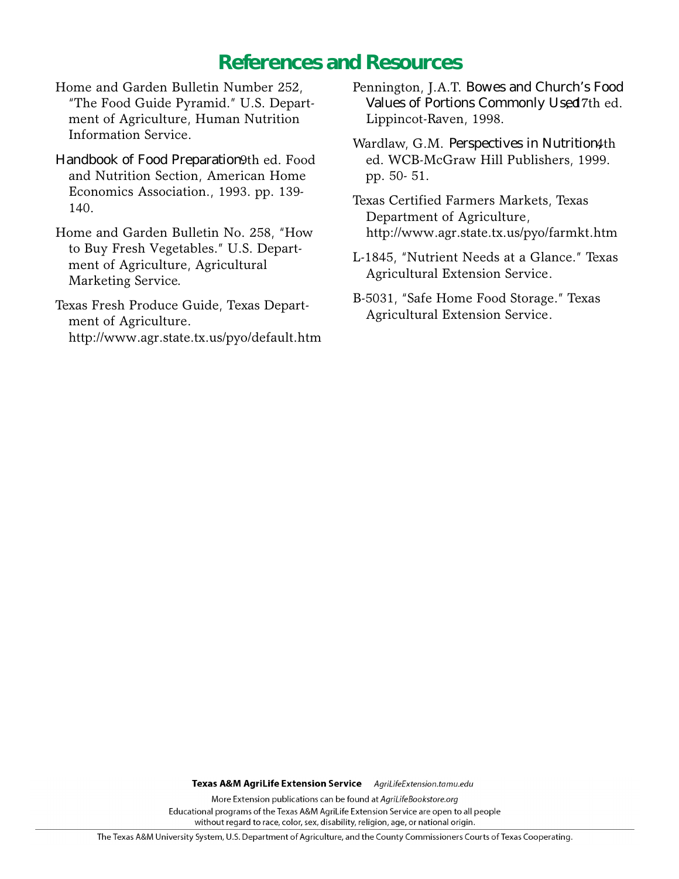# References and Resources

Home and Garden Bulletin Number 252, "The Food Guide Pyramid." U.S. Department of Agriculture, Human Nutrition Information Service.

*Handbook of Food Preparation*, 9th ed. Food and Nutrition Section, American Home Economics Association., 1993. pp. 139-140.

Home and Garden Bulletin No. 258, "How to Buy Fresh Vegetables." U.S. Department of Agriculture, Agricultural Marketing Service.

Texas Fresh Produce Guide, Texas Department of Agriculture. http://www.agr.state.tx.us/pyo/default.htm

Pennington, J.A.T. *Bowes and Church's Food Values of Portions Commonly Used*, 17th ed. Lippincot-Raven, 1998.

Wardlaw, G.M. *Perspectives in Nutrition*, 4th ed. WCB-McGraw Hill Publishers, 1999. pp. 50- 51.

Texas Certified Farmers Markets, Texas Department of Agriculture, http://www.agr.state.tx.us/pyo/farmkt.htm

L-1845, "Nutrient Needs at a Glance." Texas Agricultural Extension Service.

B-5031, "Safe Home Food Storage." Texas Agricultural Extension Service.

**Texas A&M AgriLife Extension Service** *AgriLifeExtension.tamu.edu*

More Extension publications can be found at *AgriLifeBookstore.org*

Educational programs of the Texas A&M AgriLife Extension Service are open to all people without regard to race, color, sex, disability, religion, age, or national origin.

The Texas A&M University System, U.S. Department of Agriculture, and the County Commissioners Courts of Texas Cooperating.